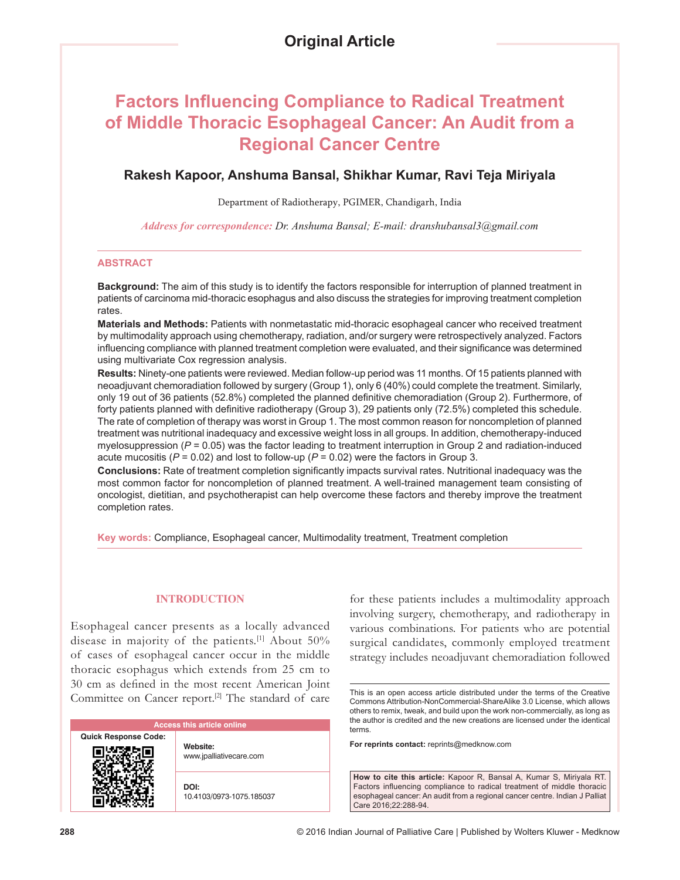Original Article

# Factors Influencing Compliance to Radical Treatment of Middle Thoracic Esophageal Cancer: An Audit from a Regional Cancer Centre

**Rakesh Kapoor, Anshuma Bansal, Shikhar Kumar, Ravi Teja Miriyala**

Department of Radiotherapy, PGIMER, Chandigarh, India

*Address for correspondence: Dr. Anshuma Bansal; E-mail: dranshubansal3@gmail.com*

## ABSTRACT

**Background:** The aim of this study is to identify the factors responsible for interruption of planned treatment in patients of carcinoma mid-thoracic esophagus and also discuss the strategies for improving treatment completion rates.

**Materials and Methods:** Patients with nonmetastatic mid-thoracic esophageal cancer who received treatment by multimodality approach using chemotherapy, radiation, and/or surgery were retrospectively analyzed. Factors influencing compliance with planned treatment completion were evaluated, and their significance was determined using multivariate Cox regression analysis.

**Results:** Ninety-one patients were reviewed. Median follow-up period was 11 months. Of 15 patients planned with neoadjuvant chemoradiation followed by surgery (Group 1), only 6 (40%) could complete the treatment. Similarly, only 19 out of 36 patients (52.8%) completed the planned definitive chemoradiation (Group 2). Furthermore, of forty patients planned with definitive radiotherapy (Group 3), 29 patients only (72.5%) completed this schedule. The rate of completion of therapy was worst in Group 1. The most common reason for noncompletion of planned treatment was nutritional inadequacy and excessive weight loss in all groups. In addition, chemotherapy-induced myelosuppression ($P = 0.05$) was the factor leading to treatment interruption in Group 2 and radiation-induced acute mucositis ($P = 0.02$) and lost to follow-up ($P = 0.02$) were the factors in Group 3.

**Conclusions:** Rate of treatment completion significantly impacts survival rates. Nutritional inadequacy was the most common factor for noncompletion of planned treatment. A well-trained management team consisting of oncologist, dietitian, and psychotherapist can help overcome these factors and thereby improve the treatment completion rates.

**Key words:** Compliance, Esophageal cancer, Multimodality treatment, Treatment completion

## INTRODUCTION

Esophageal cancer presents as a locally advanced disease in majority of the patients.[1] About 50% of cases of esophageal cancer occur in the middle thoracic esophagus which extends from 25 cm to 30 cm as defined in the most recent American Joint Committee on Cancer report.[2] The standard of care for these patients includes a multimodality approach involving surgery, chemotherapy, and radiotherapy in various combinations. For patients who are potential surgical candidates, commonly employed treatment strategy includes neoadjuvant chemoradiation followed

| Access this article online | |
|---|---|
| Quick Response Code: | **Website:** www.jpalliativecare.com |
| | **DOI:** 10.4103/0973-1075.185037 |

This is an open access article distributed under the terms of the Creative Commons Attribution-NonCommercial-ShareAlike 3.0 License, which allows others to remix, tweak, and build upon the work non-commercially, as long as the author is credited and the new creations are licensed under the identical terms.

**For reprints contact:** reprints@medknow.com

**How to cite this article:** Kapoor R, Bansal A, Kumar S, Miriyala RT. Factors influencing compliance to radical treatment of middle thoracic esophageal cancer: An audit from a regional cancer centre. Indian J Palliat Care 2016;22:288-94.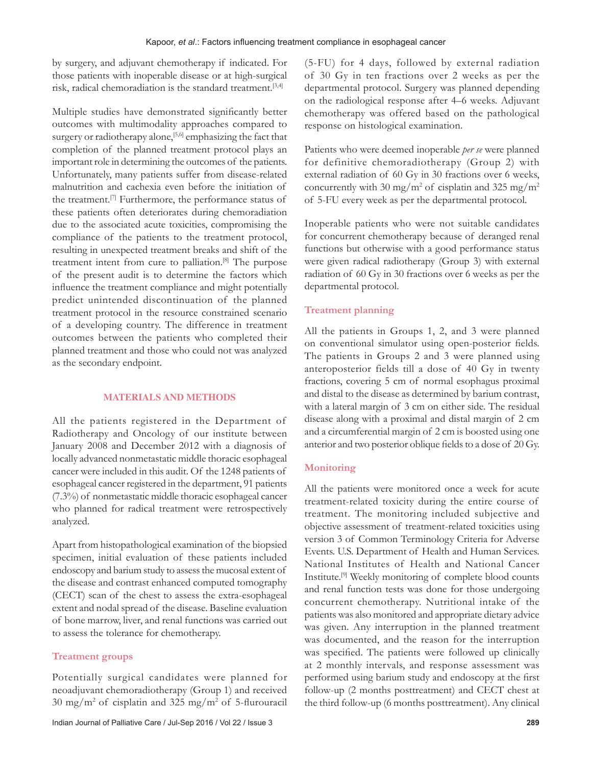by surgery, and adjuvant chemotherapy if indicated. For those patients with inoperable disease or at high-surgical risk, radical chemoradiation is the standard treatment.[3,4]

Multiple studies have demonstrated significantly better outcomes with multimodality approaches compared to surgery or radiotherapy alone,[5,6] emphasizing the fact that completion of the planned treatment protocol plays an important role in determining the outcomes of the patients. Unfortunately, many patients suffer from disease-related malnutrition and cachexia even before the initiation of the treatment.[7] Furthermore, the performance status of these patients often deteriorates during chemoradiation due to the associated acute toxicities, compromising the compliance of the patients to the treatment protocol, resulting in unexpected treatment breaks and shift of the treatment intent from cure to palliation.[8] The purpose of the present audit is to determine the factors which influence the treatment compliance and might potentially predict unintended discontinuation of the planned treatment protocol in the resource constrained scenario of a developing country. The difference in treatment outcomes between the patients who completed their planned treatment and those who could not was analyzed as the secondary endpoint.

## MATERIALS AND METHODS

All the patients registered in the Department of Radiotherapy and Oncology of our institute between January 2008 and December 2012 with a diagnosis of locally advanced nonmetastatic middle thoracic esophageal cancer were included in this audit. Of the 1248 patients of esophageal cancer registered in the department, 91 patients (7.3%) of nonmetastatic middle thoracic esophageal cancer who planned for radical treatment were retrospectively analyzed.

Apart from histopathological examination of the biopsied specimen, initial evaluation of these patients included endoscopy and barium study to assess the mucosal extent of the disease and contrast enhanced computed tomography (CECT) scan of the chest to assess the extra-esophageal extent and nodal spread of the disease. Baseline evaluation of bone marrow, liver, and renal functions was carried out to assess the tolerance for chemotherapy.

### Treatment groups

Potentially surgical candidates were planned for neoadjuvant chemoradiotherapy (Group 1) and received 30 mg/m$^2$ of cisplatin and 325 mg/m$^2$ of 5-flurouracil (5-FU) for 4 days, followed by external radiation of 30 Gy in ten fractions over 2 weeks as per the departmental protocol. Surgery was planned depending on the radiological response after 4–6 weeks. Adjuvant chemotherapy was offered based on the pathological response on histological examination.

Patients who were deemed inoperable *per se* were planned for definitive chemoradiotherapy (Group 2) with external radiation of 60 Gy in 30 fractions over 6 weeks, concurrently with 30 mg/m$^2$ of cisplatin and 325 mg/m$^2$ of 5-FU every week as per the departmental protocol.

Inoperable patients who were not suitable candidates for concurrent chemotherapy because of deranged renal functions but otherwise with a good performance status were given radical radiotherapy (Group 3) with external radiation of 60 Gy in 30 fractions over 6 weeks as per the departmental protocol.

### Treatment planning

All the patients in Groups 1, 2, and 3 were planned on conventional simulator using open-posterior fields. The patients in Groups 2 and 3 were planned using anteroposterior fields till a dose of 40 Gy in twenty fractions, covering 5 cm of normal esophagus proximal and distal to the disease as determined by barium contrast, with a lateral margin of 3 cm on either side. The residual disease along with a proximal and distal margin of 2 cm and a circumferential margin of 2 cm is boosted using one anterior and two posterior oblique fields to a dose of 20 Gy.

### Monitoring

All the patients were monitored once a week for acute treatment-related toxicity during the entire course of treatment. The monitoring included subjective and objective assessment of treatment-related toxicities using version 3 of Common Terminology Criteria for Adverse Events. U.S. Department of Health and Human Services. National Institutes of Health and National Cancer Institute.[9] Weekly monitoring of complete blood counts and renal function tests was done for those undergoing concurrent chemotherapy. Nutritional intake of the patients was also monitored and appropriate dietary advice was given. Any interruption in the planned treatment was documented, and the reason for the interruption was specified. The patients were followed up clinically at 2 monthly intervals, and response assessment was performed using barium study and endoscopy at the first follow-up (2 months posttreatment) and CECT chest at the third follow-up (6 months posttreatment). Any clinical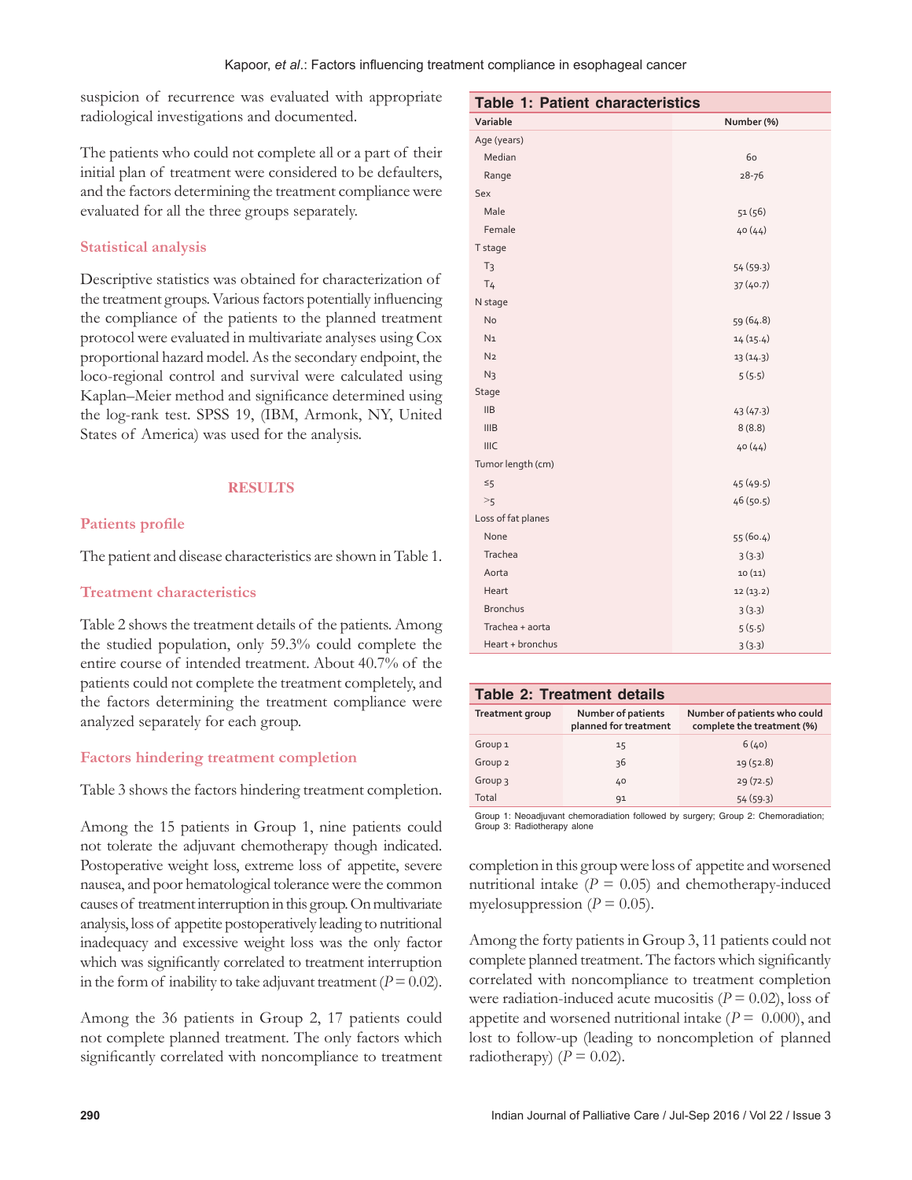suspicion of recurrence was evaluated with appropriate radiological investigations and documented.

The patients who could not complete all or a part of their initial plan of treatment were considered to be defaulters, and the factors determining the treatment compliance were evaluated for all the three groups separately.

### Statistical analysis

Descriptive statistics was obtained for characterization of the treatment groups. Various factors potentially influencing the compliance of the patients to the planned treatment protocol were evaluated in multivariate analyses using Cox proportional hazard model. As the secondary endpoint, the loco-regional control and survival were calculated using Kaplan–Meier method and significance determined using the log-rank test. SPSS 19, (IBM, Armonk, NY, United States of America) was used for the analysis.

## RESULTS

### Patients profile

The patient and disease characteristics are shown in Table 1.

**Table 1: Patient characteristics**

| Variable | Number (%) |
|---|---|
| Age (years) | |
| Median | 60 |
| Range | 28-76 |
| Sex | |
| Male | 51 (56) |
| Female | 40 (44) |
| T stage | |
| T3 | 54 (59.3) |
| T4 | 37 (40.7) |
| N stage | |
| N0 | 59 (64.8) |
| N1 | 14 (15.4) |
| N2 | 13 (14.3) |
| N3 | 5 (5.5) |
| Stage | |
| IIB | 43 (47.3) |
| IIIB | 8 (8.8) |
| IIIC | 40 (44) |
| Tumor length (cm) | |
| ≤5 | 45 (49.5) |
| >5 | 46 (50.5) |
| Loss of fat planes | |
| None | 55 (60.4) |
| Trachea | 3 (3.3) |
| Aorta | 10 (11) |
| Heart | 12 (13.2) |
| Bronchus | 3 (3.3) |
| Trachea + aorta | 5 (5.5) |
| Heart + bronchus | 3 (3.3) |

### Treatment characteristics

Table 2 shows the treatment details of the patients. Among the studied population, only 59.3% could complete the entire course of intended treatment. About 40.7% of the patients could not complete the treatment completely, and the factors determining the treatment compliance were analyzed separately for each group.

**Table 2: Treatment details**

| Treatment group | Number of patients planned for treatment | Number of patients who could complete the treatment (%) |
|---|---|---|
| Group 1 | 15 | 6 (40) |
| Group 2 | 36 | 19 (52.8) |
| Group 3 | 40 | 29 (72.5) |
| Total | 91 | 54 (59.3) |

Group 1: Neoadjuvant chemoradiation followed by surgery; Group 2: Chemoradiation; Group 3: Radiotherapy alone

### Factors hindering treatment completion

Table 3 shows the factors hindering treatment completion.

Among the 15 patients in Group 1, nine patients could not tolerate the adjuvant chemotherapy though indicated. Postoperative weight loss, extreme loss of appetite, severe nausea, and poor hematological tolerance were the common causes of treatment interruption in this group. On multivariate analysis, loss of appetite postoperatively leading to nutritional inadequacy and excessive weight loss was the only factor which was significantly correlated to treatment interruption in the form of inability to take adjuvant treatment ($P = 0.02$).

Among the 36 patients in Group 2, 17 patients could not complete planned treatment. The only factors which significantly correlated with noncompliance to treatment completion in this group were loss of appetite and worsened nutritional intake ($P = 0.05$) and chemotherapy-induced myelosuppression ($P = 0.05$).

Among the forty patients in Group 3, 11 patients could not complete planned treatment. The factors which significantly correlated with noncompliance to treatment completion were radiation-induced acute mucositis ($P = 0.02$), loss of appetite and worsened nutritional intake ($P = 0.000$), and lost to follow-up (leading to noncompletion of planned radiotherapy) ($P = 0.02$).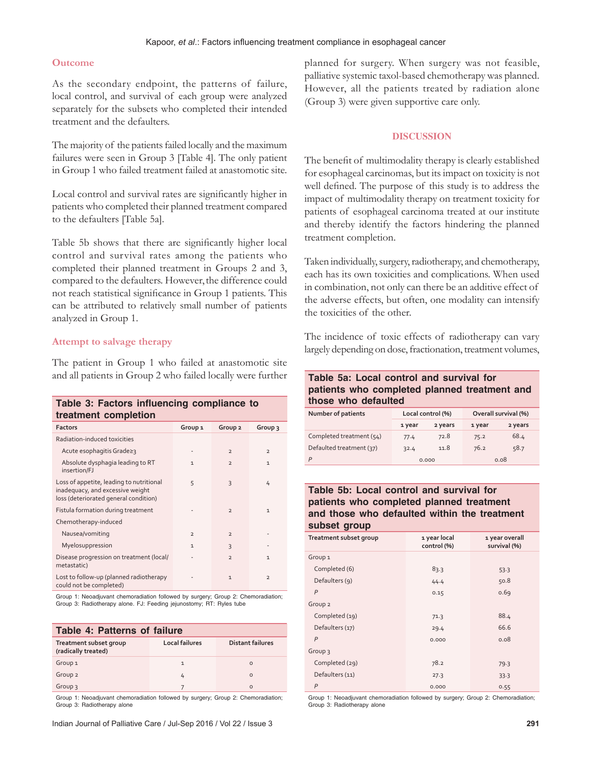### Outcome

As the secondary endpoint, the patterns of failure, local control, and survival of each group were analyzed separately for the subsets who completed their intended treatment and the defaulters.

The majority of the patients failed locally and the maximum failures were seen in Group 3 [Table 4]. The only patient in Group 1 who failed treatment failed at anastomotic site.

Local control and survival rates are significantly higher in patients who completed their planned treatment compared to the defaulters [Table 5a].

Table 5b shows that there are significantly higher local control and survival rates among the patients who completed their planned treatment in Groups 2 and 3, compared to the defaulters. However, the difference could not reach statistical significance in Group 1 patients. This can be attributed to relatively small number of patients analyzed in Group 1.

### Attempt to salvage therapy

The patient in Group 1 who failed at anastomotic site and all patients in Group 2 who failed locally were further planned for surgery. When surgery was not feasible, palliative systemic taxol-based chemotherapy was planned. However, all the patients treated by radiation alone (Group 3) were given supportive care only.

**Table 3: Factors influencing compliance to treatment completion**

| Factors | Group 1 | Group 2 | Group 3 |
|---|---|---|---|
| Radiation-induced toxicities | | | |
| Acute esophagitis Grade≥3 | - | 2 | 2 |
| Absolute dysphagia leading to RT insertion/FJ | 1 | 2 | 1 |
| Loss of appetite, leading to nutritional inadequacy, and excessive weight loss (deteriorated general condition) | 5 | 3 | 4 |
| Fistula formation during treatment | - | 2 | 1 |
| Chemotherapy-induced | | | |
| Nausea/vomiting | 2 | 2 | - |
| Myelosuppression | 1 | 3 | - |
| Disease progression on treatment (local/metastatic) | - | 2 | 1 |
| Lost to follow-up (planned radiotherapy could not be completed) | - | 1 | 2 |

Group 1: Neoadjuvant chemoradiation followed by surgery; Group 2: Chemoradiation; Group 3: Radiotherapy alone. FJ: Feeding jejunostomy; RT: Ryles tube

**Table 4: Patterns of failure**

| Treatment subset group (radically treated) | Local failures | Distant failures |
|---|---|---|
| Group 1 | 1 | 0 |
| Group 2 | 4 | 0 |
| Group 3 | 7 | 0 |

Group 1: Neoadjuvant chemoradiation followed by surgery; Group 2: Chemoradiation; Group 3: Radiotherapy alone

## DISCUSSION

The benefit of multimodality therapy is clearly established for esophageal carcinomas, but its impact on toxicity is not well defined. The purpose of this study is to address the impact of multimodality therapy on treatment toxicity for patients of esophageal carcinoma treated at our institute and thereby identify the factors hindering the planned treatment completion.

Taken individually, surgery, radiotherapy, and chemotherapy, each has its own toxicities and complications. When used in combination, not only can there be an additive effect of the adverse effects, but often, one modality can intensify the toxicities of the other.

The incidence of toxic effects of radiotherapy can vary largely depending on dose, fractionation, treatment volumes,

**Table 5a: Local control and survival for patients who completed planned treatment and those who defaulted**

| Number of patients | Local control (%) | | Overall survival (%) | |
|---|---|---|---|---|
| | 1 year | 2 years | 1 year | 2 years |
| Completed treatment (54) | 77.4 | 72.8 | 75.2 | 68.4 |
| Defaulted treatment (37) | 32.4 | 11.8 | 76.2 | 58.7 |
| *P* | 0.000 | | 0.08 | |

**Table 5b: Local control and survival for patients who completed planned treatment and those who defaulted within the treatment subset group**

| Treatment subset group | 1 year local control (%) | 1 year overall survival (%) |
|---|---|---|
| Group 1 | | |
| Completed (6) | 83.3 | 53.3 |
| Defaulters (9) | 44.4 | 50.8 |
| *P* | 0.15 | 0.69 |
| Group 2 | | |
| Completed (19) | 71.3 | 88.4 |
| Defaulters (17) | 29.4 | 66.6 |
| *P* | 0.000 | 0.08 |
| Group 3 | | |
| Completed (29) | 78.2 | 79.3 |
| Defaulters (11) | 27.3 | 33.3 |
| *P* | 0.000 | 0.55 |

Group 1: Neoadjuvant chemoradiation followed by surgery; Group 2: Chemoradiation; Group 3: Radiotherapy alone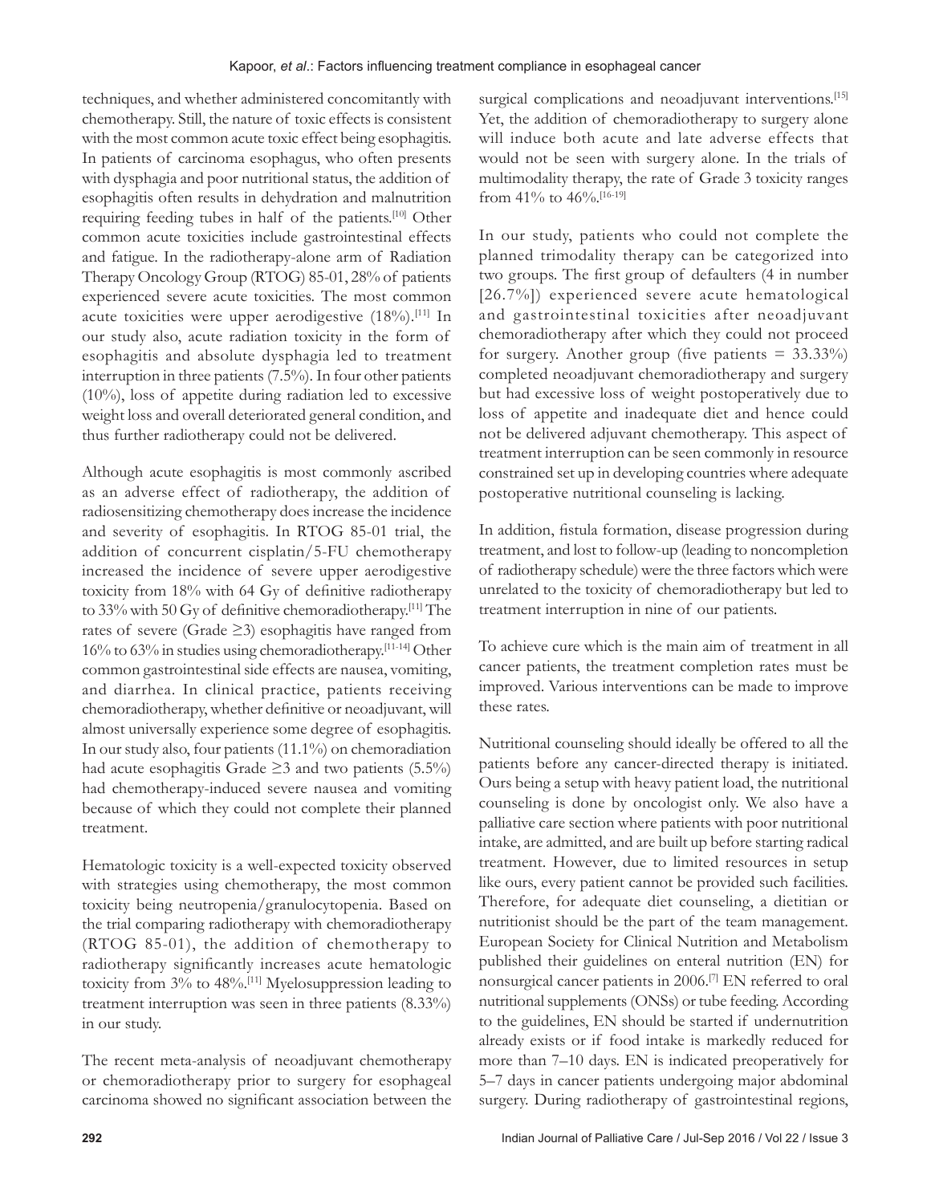techniques, and whether administered concomitantly with chemotherapy. Still, the nature of toxic effects is consistent with the most common acute toxic effect being esophagitis. In patients of carcinoma esophagus, who often presents with dysphagia and poor nutritional status, the addition of esophagitis often results in dehydration and malnutrition requiring feeding tubes in half of the patients.[10] Other common acute toxicities include gastrointestinal effects and fatigue. In the radiotherapy-alone arm of Radiation Therapy Oncology Group (RTOG) 85-01, 28% of patients experienced severe acute toxicities. The most common acute toxicities were upper aerodigestive (18%).[11] In our study also, acute radiation toxicity in the form of esophagitis and absolute dysphagia led to treatment interruption in three patients (7.5%). In four other patients (10%), loss of appetite during radiation led to excessive weight loss and overall deteriorated general condition, and thus further radiotherapy could not be delivered.

Although acute esophagitis is most commonly ascribed as an adverse effect of radiotherapy, the addition of radiosensitizing chemotherapy does increase the incidence and severity of esophagitis. In RTOG 85-01 trial, the addition of concurrent cisplatin/5-FU chemotherapy increased the incidence of severe upper aerodigestive toxicity from 18% with 64 Gy of definitive radiotherapy to 33% with 50 Gy of definitive chemoradiotherapy.[11] The rates of severe (Grade ≥3) esophagitis have ranged from 16% to 63% in studies using chemoradiotherapy.[11-14] Other common gastrointestinal side effects are nausea, vomiting, and diarrhea. In clinical practice, patients receiving chemoradiotherapy, whether definitive or neoadjuvant, will almost universally experience some degree of esophagitis. In our study also, four patients (11.1%) on chemoradiation had acute esophagitis Grade ≥3 and two patients (5.5%) had chemotherapy-induced severe nausea and vomiting because of which they could not complete their planned treatment.

Hematologic toxicity is a well-expected toxicity observed with strategies using chemotherapy, the most common toxicity being neutropenia/granulocytopenia. Based on the trial comparing radiotherapy with chemoradiotherapy (RTOG 85-01), the addition of chemotherapy to radiotherapy significantly increases acute hematologic toxicity from 3% to 48%.[11] Myelosuppression leading to treatment interruption was seen in three patients (8.33%) in our study.

The recent meta-analysis of neoadjuvant chemotherapy or chemoradiotherapy prior to surgery for esophageal carcinoma showed no significant association between the surgical complications and neoadjuvant interventions.[15] Yet, the addition of chemoradiotherapy to surgery alone will induce both acute and late adverse effects that would not be seen with surgery alone. In the trials of multimodality therapy, the rate of Grade 3 toxicity ranges from 41% to 46%.[16-19]

In our study, patients who could not complete the planned trimodality therapy can be categorized into two groups. The first group of defaulters (4 in number [26.7%]) experienced severe acute hematological and gastrointestinal toxicities after neoadjuvant chemoradiotherapy after which they could not proceed for surgery. Another group (five patients = 33.33%) completed neoadjuvant chemoradiotherapy and surgery but had excessive loss of weight postoperatively due to loss of appetite and inadequate diet and hence could not be delivered adjuvant chemotherapy. This aspect of treatment interruption can be seen commonly in resource constrained set up in developing countries where adequate postoperative nutritional counseling is lacking.

In addition, fistula formation, disease progression during treatment, and lost to follow-up (leading to noncompletion of radiotherapy schedule) were the three factors which were unrelated to the toxicity of chemoradiotherapy but led to treatment interruption in nine of our patients.

To achieve cure which is the main aim of treatment in all cancer patients, the treatment completion rates must be improved. Various interventions can be made to improve these rates.

Nutritional counseling should ideally be offered to all the patients before any cancer-directed therapy is initiated. Ours being a setup with heavy patient load, the nutritional counseling is done by oncologist only. We also have a palliative care section where patients with poor nutritional intake, are admitted, and are built up before starting radical treatment. However, due to limited resources in setup like ours, every patient cannot be provided such facilities. Therefore, for adequate diet counseling, a dietitian or nutritionist should be the part of the team management. European Society for Clinical Nutrition and Metabolism published their guidelines on enteral nutrition (EN) for nonsurgical cancer patients in 2006.[7] EN referred to oral nutritional supplements (ONSs) or tube feeding. According to the guidelines, EN should be started if undernutrition already exists or if food intake is markedly reduced for more than 7–10 days. EN is indicated preoperatively for 5–7 days in cancer patients undergoing major abdominal surgery. During radiotherapy of gastrointestinal regions,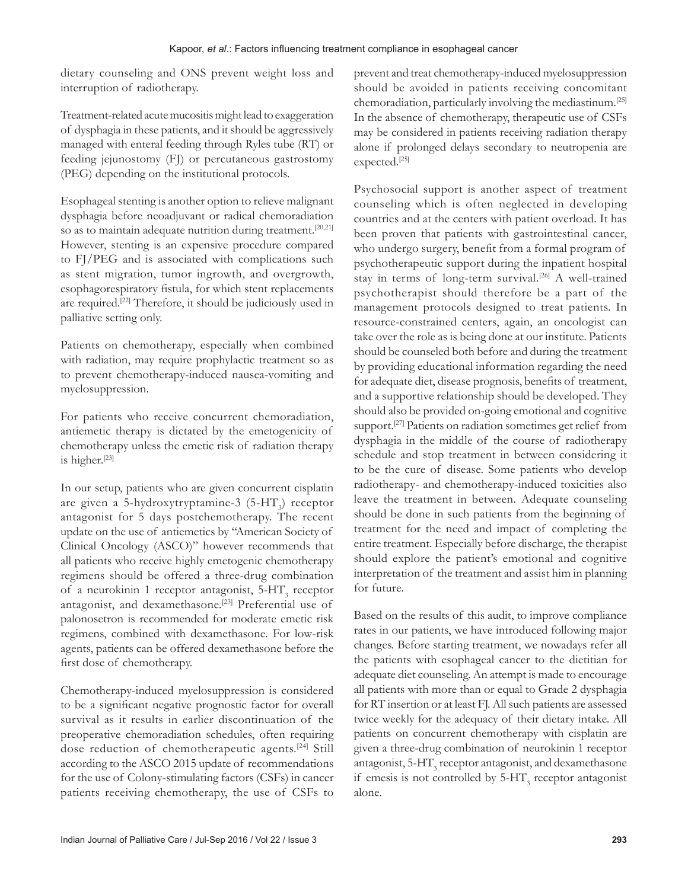dietary counseling and ONS prevent weight loss and interruption of radiotherapy.

Treatment-related acute mucositis might lead to exaggeration of dysphagia in these patients, and it should be aggressively managed with enteral feeding through Ryles tube (RT) or feeding jejunostomy (FJ) or percutaneous gastrostomy (PEG) depending on the institutional protocols.

Esophageal stenting is another option to relieve malignant dysphagia before neoadjuvant or radical chemoradiation so as to maintain adequate nutrition during treatment.[20,21] However, stenting is an expensive procedure compared to FJ/PEG and is associated with complications such as stent migration, tumor ingrowth, and overgrowth, esophagorespiratory fistula, for which stent replacements are required.[22] Therefore, it should be judiciously used in palliative setting only.

Patients on chemotherapy, especially when combined with radiation, may require prophylactic treatment so as to prevent chemotherapy-induced nausea-vomiting and myelosuppression.

For patients who receive concurrent chemoradiation, antiemetic therapy is dictated by the emetogenicity of chemotherapy unless the emetic risk of radiation therapy is higher.[23]

In our setup, patients who are given concurrent cisplatin are given a 5-hydroxytryptamine-3 (5-$HT_3$) receptor antagonist for 5 days postchemotherapy. The recent update on the use of antiemetics by "American Society of Clinical Oncology (ASCO)" however recommends that all patients who receive highly emetogenic chemotherapy regimens should be offered a three-drug combination of a neurokinin 1 receptor antagonist, 5-$HT_3$ receptor antagonist, and dexamethasone.[23] Preferential use of palonosetron is recommended for moderate emetic risk regimens, combined with dexamethasone. For low-risk agents, patients can be offered dexamethasone before the first dose of chemotherapy.

Chemotherapy-induced myelosuppression is considered to be a significant negative prognostic factor for overall survival as it results in earlier discontinuation of the preoperative chemoradiation schedules, often requiring dose reduction of chemotherapeutic agents.[24] Still according to the ASCO 2015 update of recommendations for the use of Colony-stimulating factors (CSFs) in cancer patients receiving chemotherapy, the use of CSFs to prevent and treat chemotherapy-induced myelosuppression should be avoided in patients receiving concomitant chemoradiation, particularly involving the mediastinum.[25] In the absence of chemotherapy, therapeutic use of CSFs may be considered in patients receiving radiation therapy alone if prolonged delays secondary to neutropenia are expected.[25]

Psychosocial support is another aspect of treatment counseling which is often neglected in developing countries and at the centers with patient overload. It has been proven that patients with gastrointestinal cancer, who undergo surgery, benefit from a formal program of psychotherapeutic support during the inpatient hospital stay in terms of long-term survival.[26] A well-trained psychotherapist should therefore be a part of the management protocols designed to treat patients. In resource-constrained centers, again, an oncologist can take over the role as is being done at our institute. Patients should be counseled both before and during the treatment by providing educational information regarding the need for adequate diet, disease prognosis, benefits of treatment, and a supportive relationship should be developed. They should also be provided on-going emotional and cognitive support.[27] Patients on radiation sometimes get relief from dysphagia in the middle of the course of radiotherapy schedule and stop treatment in between considering it to be the cure of disease. Some patients who develop radiotherapy- and chemotherapy-induced toxicities also leave the treatment in between. Adequate counseling should be done in such patients from the beginning of treatment for the need and impact of completing the entire treatment. Especially before discharge, the therapist should explore the patient's emotional and cognitive interpretation of the treatment and assist him in planning for future.

Based on the results of this audit, to improve compliance rates in our patients, we have introduced following major changes. Before starting treatment, we nowadays refer all the patients with esophageal cancer to the dietitian for adequate diet counseling. An attempt is made to encourage all patients with more than or equal to Grade 2 dysphagia for RT insertion or at least FJ. All such patients are assessed twice weekly for the adequacy of their dietary intake. All patients on concurrent chemotherapy with cisplatin are given a three-drug combination of neurokinin 1 receptor antagonist, 5-$HT_3$ receptor antagonist, and dexamethasone if emesis is not controlled by 5-$HT_3$ receptor antagonist alone.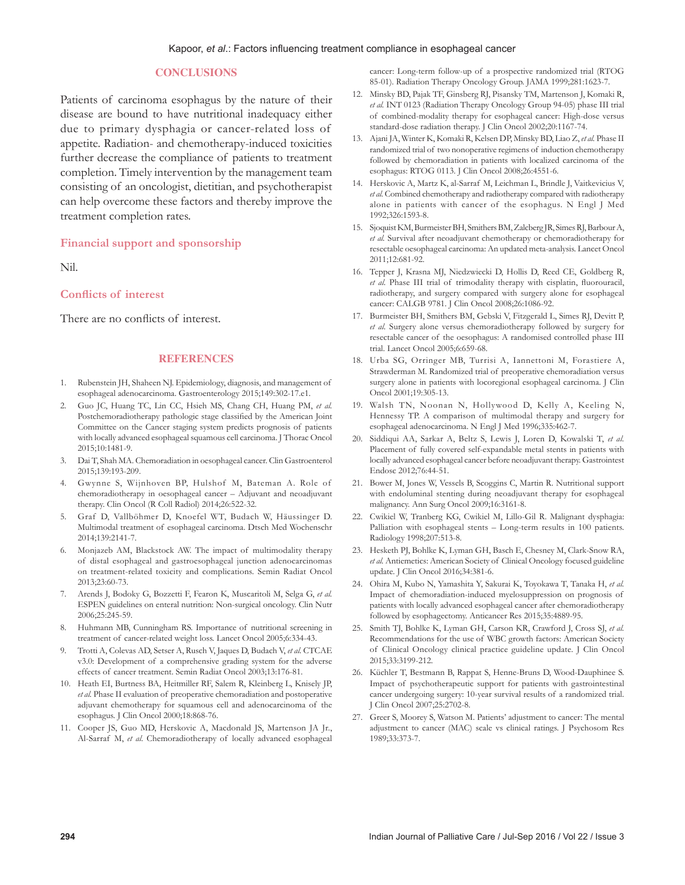## CONCLUSIONS

Patients of carcinoma esophagus by the nature of their disease are bound to have nutritional inadequacy either due to primary dysphagia or cancer-related loss of appetite. Radiation- and chemotherapy-induced toxicities further decrease the compliance of patients to treatment completion. Timely intervention by the management team consisting of an oncologist, dietitian, and psychotherapist can help overcome these factors and thereby improve the treatment completion rates.

### Financial support and sponsorship

Nil.

### Conflicts of interest

There are no conflicts of interest.

## REFERENCES

1. Rubenstein JH, Shaheen NJ. Epidemiology, diagnosis, and management of esophageal adenocarcinoma. Gastroenterology 2015;149:302-17.e1.
2. Guo JC, Huang TC, Lin CC, Hsieh MS, Chang CH, Huang PM, *et al.* Postchemoradiotherapy pathologic stage classified by the American Joint Committee on the Cancer staging system predicts prognosis of patients with locally advanced esophageal squamous cell carcinoma. J Thorac Oncol 2015;10:1481-9.
3. Dai T, Shah MA. Chemoradiation in oesophageal cancer. Clin Gastroenterol 2015;139:193-209.
4. Gwynne S, Wijnhoven BP, Hulshof M, Bateman A. Role of chemoradiotherapy in oesophageal cancer – Adjuvant and neoadjuvant therapy. Clin Oncol (R Coll Radiol) 2014;26:522-32.
5. Graf D, Vallböhmer D, Knoefel WT, Budach W, Häussinger D. Multimodal treatment of esophageal carcinoma. Dtsch Med Wochenschr 2014;139:2141-7.
6. Monjazeb AM, Blackstock AW. The impact of multimodality therapy of distal esophageal and gastroesophageal junction adenocarcinomas on treatment-related toxicity and complications. Semin Radiat Oncol 2013;23:60-73.
7. Arends J, Bodoky G, Bozzetti F, Fearon K, Muscaritoli M, Selga G, *et al.* ESPEN guidelines on enteral nutrition: Non-surgical oncology. Clin Nutr 2006;25:245-59.
8. Huhmann MB, Cunningham RS. Importance of nutritional screening in treatment of cancer-related weight loss. Lancet Oncol 2005;6:334-43.
9. Trotti A, Colevas AD, Setser A, Rusch V, Jaques D, Budach V, *et al.* CTCAE v3.0: Development of a comprehensive grading system for the adverse effects of cancer treatment. Semin Radiat Oncol 2003;13:176-81.
10. Heath EI, Burtness BA, Heitmiller RF, Salem R, Kleinberg L, Knisely JP, *et al.* Phase II evaluation of preoperative chemoradiation and postoperative adjuvant chemotherapy for squamous cell and adenocarcinoma of the esophagus. J Clin Oncol 2000;18:868-76.
11. Cooper JS, Guo MD, Herskovic A, Macdonald JS, Martenson JA Jr., Al-Sarraf M, *et al.* Chemoradiotherapy of locally advanced esophageal cancer: Long-term follow-up of a prospective randomized trial (RTOG 85-01). Radiation Therapy Oncology Group. JAMA 1999;281:1623-7.
12. Minsky BD, Pajak TF, Ginsberg RJ, Pisansky TM, Martenson J, Komaki R, *et al.* INT 0123 (Radiation Therapy Oncology Group 94-05) phase III trial of combined-modality therapy for esophageal cancer: High-dose versus standard-dose radiation therapy. J Clin Oncol 2002;20:1167-74.
13. Ajani JA, Winter K, Komaki R, Kelsen DP, Minsky BD, Liao Z, *et al.* Phase II randomized trial of two nonoperative regimens of induction chemotherapy followed by chemoradiation in patients with localized carcinoma of the esophagus: RTOG 0113. J Clin Oncol 2008;26:4551-6.
14. Herskovic A, Martz K, al-Sarraf M, Leichman L, Brindle J, Vaitkevicius V, *et al.* Combined chemotherapy and radiotherapy compared with radiotherapy alone in patients with cancer of the esophagus. N Engl J Med 1992;326:1593-8.
15. Sjoquist KM, Burmeister BH, Smithers BM, Zalcberg JR, Simes RJ, Barbour A, *et al.* Survival after neoadjuvant chemotherapy or chemoradiotherapy for resectable oesophageal carcinoma: An updated meta-analysis. Lancet Oncol 2011;12:681-92.
16. Tepper J, Krasna MJ, Niedzwiecki D, Hollis D, Reed CE, Goldberg R, *et al.* Phase III trial of trimodality therapy with cisplatin, fluorouracil, radiotherapy, and surgery compared with surgery alone for esophageal cancer: CALGB 9781. J Clin Oncol 2008;26:1086-92.
17. Burmeister BH, Smithers BM, Gebski V, Fitzgerald L, Simes RJ, Devitt P, *et al.* Surgery alone versus chemoradiotherapy followed by surgery for resectable cancer of the oesophagus: A randomised controlled phase III trial. Lancet Oncol 2005;6:659-68.
18. Urba SG, Orringer MB, Turrisi A, Iannettoni M, Forastiere A, Strawderman M. Randomized trial of preoperative chemoradiation versus surgery alone in patients with locoregional esophageal carcinoma. J Clin Oncol 2001;19:305-13.
19. Walsh TN, Noonan N, Hollywood D, Kelly A, Keeling N, Hennessy TP. A comparison of multimodal therapy and surgery for esophageal adenocarcinoma. N Engl J Med 1996;335:462-7.
20. Siddiqui AA, Sarkar A, Beltz S, Lewis J, Loren D, Kowalski T, *et al.* Placement of fully covered self-expandable metal stents in patients with locally advanced esophageal cancer before neoadjuvant therapy. Gastrointest Endosc 2012;76:44-51.
21. Bower M, Jones W, Vessels B, Scoggins C, Martin R. Nutritional support with endoluminal stenting during neoadjuvant therapy for esophageal malignancy. Ann Surg Oncol 2009;16:3161-8.
22. Cwikiel W, Tranberg KG, Cwikiel M, Lillo-Gil R. Malignant dysphagia: Palliation with esophageal stents – Long-term results in 100 patients. Radiology 1998;207:513-8.
23. Hesketh PJ, Bohlke K, Lyman GH, Basch E, Chesney M, Clark-Snow RA, *et al.* Antiemetics: American Society of Clinical Oncology focused guideline update. J Clin Oncol 2016;34:381-6.
24. Ohira M, Kubo N, Yamashita Y, Sakurai K, Toyokawa T, Tanaka H, *et al.* Impact of chemoradiation-induced myelosuppression on prognosis of patients with locally advanced esophageal cancer after chemoradiotherapy followed by esophagectomy. Anticancer Res 2015;35:4889-95.
25. Smith TJ, Bohlke K, Lyman GH, Carson KR, Crawford J, Cross SJ, *et al.* Recommendations for the use of WBC growth factors: American Society of Clinical Oncology clinical practice guideline update. J Clin Oncol 2015;33:3199-212.
26. Küchler T, Bestmann B, Rappat S, Henne-Bruns D, Wood-Dauphinee S. Impact of psychotherapeutic support for patients with gastrointestinal cancer undergoing surgery: 10-year survival results of a randomized trial. J Clin Oncol 2007;25:2702-8.
27. Greer S, Moorey S, Watson M. Patients' adjustment to cancer: The mental adjustment to cancer (MAC) scale vs clinical ratings. J Psychosom Res 1989;33:373-7.